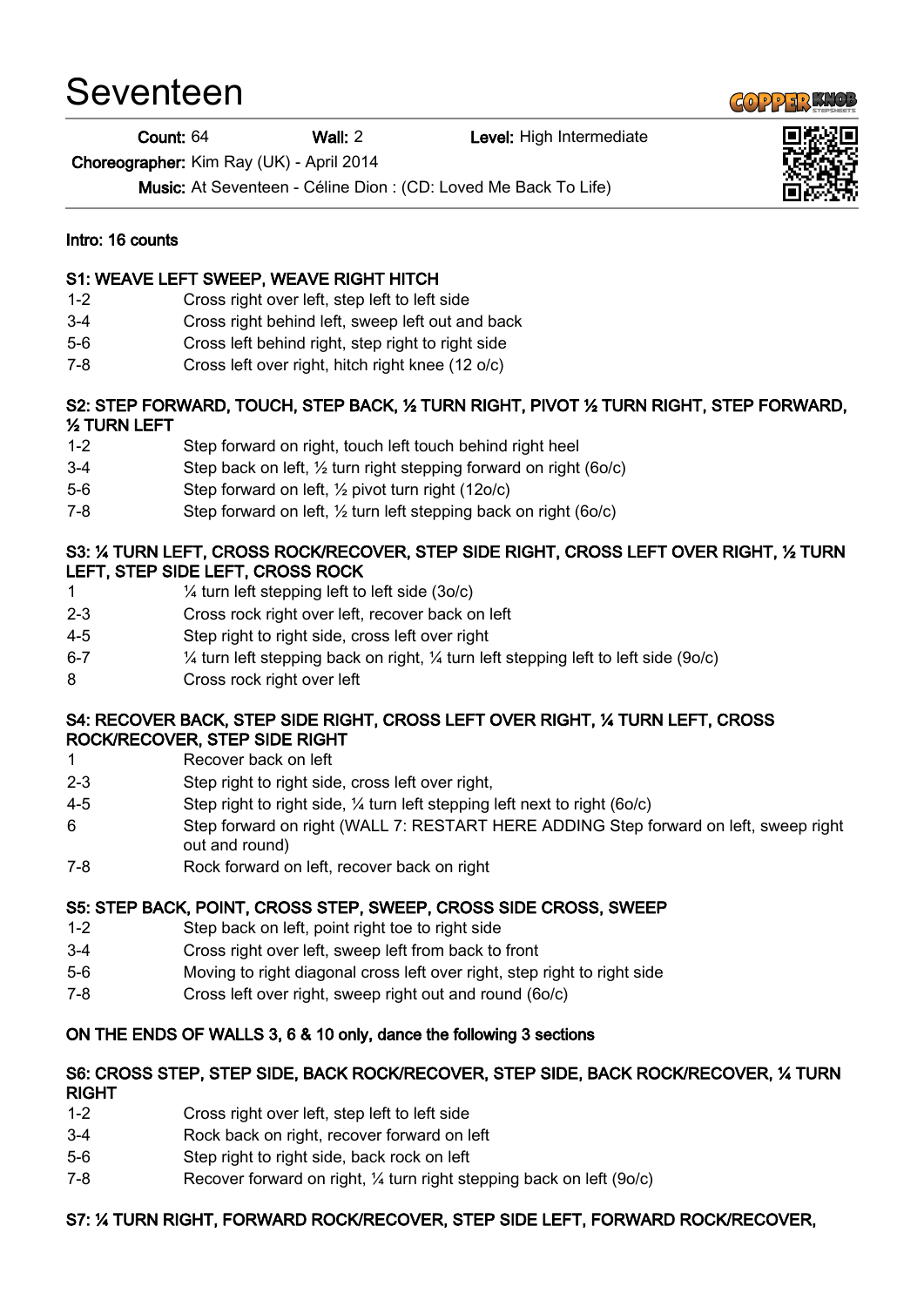# Seventeen

**Count:** 64 **Wall:** 2 **Level:** High Intermediate

**Choreographer:** Kim Ray (UK) - April 2014

**Music:** At Seventeen - Céline Dion : (CD: Loved Me Back To Life)

**Intro: 16 counts**

**S1: WEAVE LEFT SWEEP, WEAVE RIGHT HITCH**

| | |
|---|---|
| 1-2 | Cross right over left, step left to left side |
| 3-4 | Cross right behind left, sweep left out and back |
| 5-6 | Cross left behind right, step right to right side |
| 7-8 | Cross left over right, hitch right knee (12 o/c) |

**S2: STEP FORWARD, TOUCH, STEP BACK, ½ TURN RIGHT, PIVOT ½ TURN RIGHT, STEP FORWARD, ½ TURN LEFT**

| | |
|---|---|
| 1-2 | Step forward on right, touch left touch behind right heel |
| 3-4 | Step back on left, ½ turn right stepping forward on right (6o/c) |
| 5-6 | Step forward on left, ½ pivot turn right (12o/c) |
| 7-8 | Step forward on left, ½ turn left stepping back on right (6o/c) |

**S3: ¼ TURN LEFT, CROSS ROCK/RECOVER, STEP SIDE RIGHT, CROSS LEFT OVER RIGHT, ½ TURN LEFT, STEP SIDE LEFT, CROSS ROCK**

| | |
|---|---|
| 1 | ¼ turn left stepping left to left side (3o/c) |
| 2-3 | Cross rock right over left, recover back on left |
| 4-5 | Step right to right side, cross left over right |
| 6-7 | ¼ turn left stepping back on right, ¼ turn left stepping left to left side (9o/c) |
| 8 | Cross rock right over left |

**S4: RECOVER BACK, STEP SIDE RIGHT, CROSS LEFT OVER RIGHT, ¼ TURN LEFT, CROSS ROCK/RECOVER, STEP SIDE RIGHT**

| | |
|---|---|
| 1 | Recover back on left |
| 2-3 | Step right to right side, cross left over right, |
| 4-5 | Step right to right side, ¼ turn left stepping left next to right (6o/c) |
| 6 | Step forward on right (WALL 7: RESTART HERE ADDING Step forward on left, sweep right out and round) |
| 7-8 | Rock forward on left, recover back on right |

**S5: STEP BACK, POINT, CROSS STEP, SWEEP, CROSS SIDE CROSS, SWEEP**

| | |
|---|---|
| 1-2 | Step back on left, point right toe to right side |
| 3-4 | Cross right over left, sweep left from back to front |
| 5-6 | Moving to right diagonal cross left over right, step right to right side |
| 7-8 | Cross left over right, sweep right out and round (6o/c) |

**ON THE ENDS OF WALLS 3, 6 & 10 only, dance the following 3 sections**

**S6: CROSS STEP, STEP SIDE, BACK ROCK/RECOVER, STEP SIDE, BACK ROCK/RECOVER, ¼ TURN RIGHT**

| | |
|---|---|
| 1-2 | Cross right over left, step left to left side |
| 3-4 | Rock back on right, recover forward on left |
| 5-6 | Step right to right side, back rock on left |
| 7-8 | Recover forward on right, ¼ turn right stepping back on left (9o/c) |

**S7: ¼ TURN RIGHT, FORWARD ROCK/RECOVER, STEP SIDE LEFT, FORWARD ROCK/RECOVER,**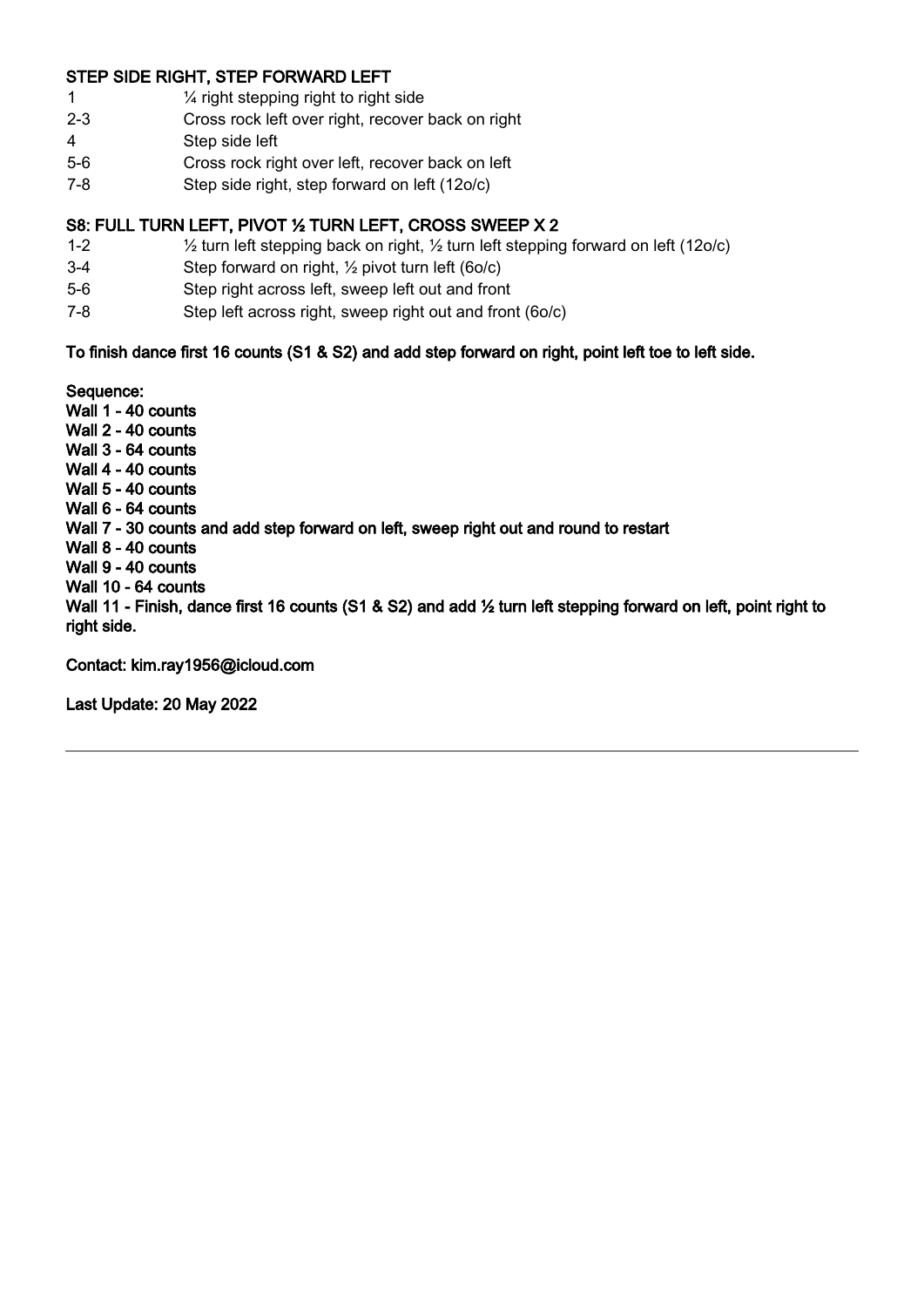**STEP SIDE RIGHT, STEP FORWARD LEFT**

| | |
|---|---|
| 1 | ¼ right stepping right to right side |
| 2-3 | Cross rock left over right, recover back on right |
| 4 | Step side left |
| 5-6 | Cross rock right over left, recover back on left |
| 7-8 | Step side right, step forward on left (12o/c) |

**S8: FULL TURN LEFT, PIVOT ½ TURN LEFT, CROSS SWEEP X 2**

| | |
|---|---|
| 1-2 | ½ turn left stepping back on right, ½ turn left stepping forward on left (12o/c) |
| 3-4 | Step forward on right, ½ pivot turn left (6o/c) |
| 5-6 | Step right across left, sweep left out and front |
| 7-8 | Step left across right, sweep right out and front (6o/c) |

**To finish dance first 16 counts (S1 & S2) and add step forward on right, point left toe to left side.**

**Sequence:**
**Wall 1 - 40 counts**
**Wall 2 - 40 counts**
**Wall 3 - 64 counts**
**Wall 4 - 40 counts**
**Wall 5 - 40 counts**
**Wall 6 - 64 counts**
**Wall 7 - 30 counts and add step forward on left, sweep right out and round to restart**
**Wall 8 - 40 counts**
**Wall 9 - 40 counts**
**Wall 10 - 64 counts**
**Wall 11 - Finish, dance first 16 counts (S1 & S2) and add ½ turn left stepping forward on left, point right to right side.**

**Contact: kim.ray1956@icloud.com**

**Last Update: 20 May 2022**